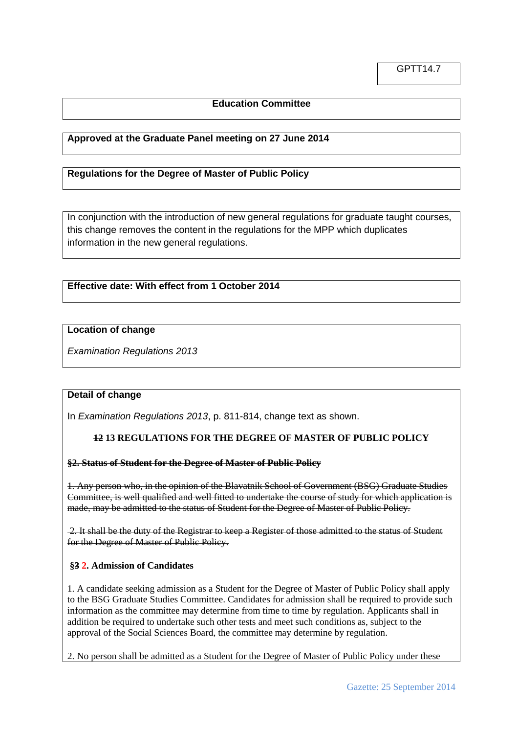GPTT14.7

**Education Committee**

**Approved at the Graduate Panel meeting on 27 June 2014**

**Regulations for the Degree of Master of Public Policy**

In conjunction with the introduction of new general regulations for graduate taught courses, this change removes the content in the regulations for the MPP which duplicates information in the new general regulations.

**Effective date: With effect from 1 October 2014**

**Location of change**

*Examination Regulations 2013*

**Detail of change**

In *Examination Regulations 2013*, p. 811-814, change text as shown.

**~~12~~ 13 REGULATIONS FOR THE DEGREE OF MASTER OF PUBLIC POLICY**

~~**§2. Status of Student for the Degree of Master of Public Policy**~~

~~1. Any person who, in the opinion of the Blavatnik School of Government (BSG) Graduate Studies Committee, is well qualified and well fitted to undertake the course of study for which application is made, may be admitted to the status of Student for the Degree of Master of Public Policy.~~

~~2. It shall be the duty of the Registrar to keep a Register of those admitted to the status of Student for the Degree of Master of Public Policy.~~

**§~~3~~ 2. Admission of Candidates**

1. A candidate seeking admission as a Student for the Degree of Master of Public Policy shall apply to the BSG Graduate Studies Committee. Candidates for admission shall be required to provide such information as the committee may determine from time to time by regulation. Applicants shall in addition be required to undertake such other tests and meet such conditions as, subject to the approval of the Social Sciences Board, the committee may determine by regulation.

2. No person shall be admitted as a Student for the Degree of Master of Public Policy under these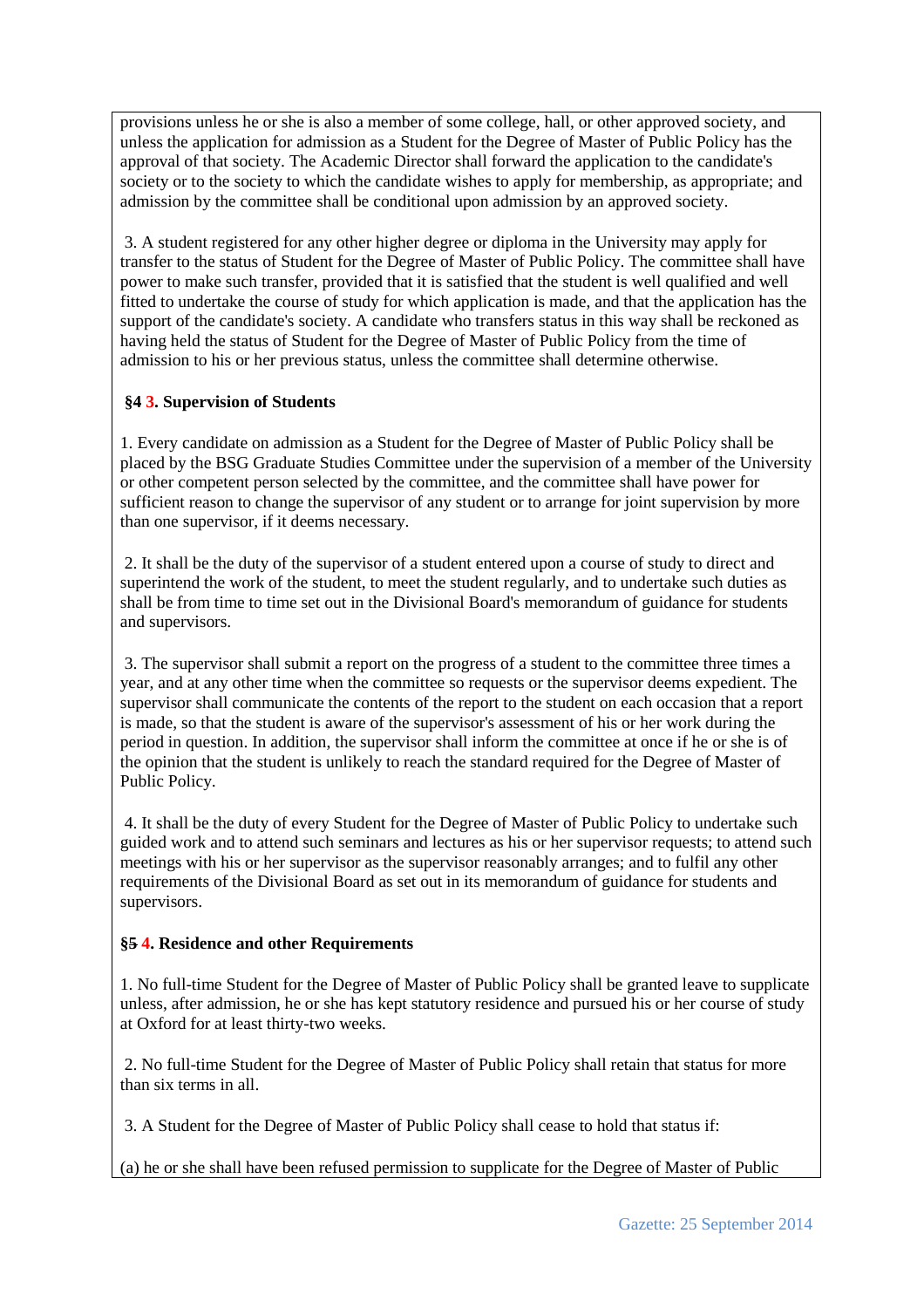provisions unless he or she is also a member of some college, hall, or other approved society, and unless the application for admission as a Student for the Degree of Master of Public Policy has the approval of that society. The Academic Director shall forward the application to the candidate's society or to the society to which the candidate wishes to apply for membership, as appropriate; and admission by the committee shall be conditional upon admission by an approved society.

3. A student registered for any other higher degree or diploma in the University may apply for transfer to the status of Student for the Degree of Master of Public Policy. The committee shall have power to make such transfer, provided that it is satisfied that the student is well qualified and well fitted to undertake the course of study for which application is made, and that the application has the support of the candidate's society. A candidate who transfers status in this way shall be reckoned as having held the status of Student for the Degree of Master of Public Policy from the time of admission to his or her previous status, unless the committee shall determine otherwise.

**§4 3. Supervision of Students**

1. Every candidate on admission as a Student for the Degree of Master of Public Policy shall be placed by the BSG Graduate Studies Committee under the supervision of a member of the University or other competent person selected by the committee, and the committee shall have power for sufficient reason to change the supervisor of any student or to arrange for joint supervision by more than one supervisor, if it deems necessary.

2. It shall be the duty of the supervisor of a student entered upon a course of study to direct and superintend the work of the student, to meet the student regularly, and to undertake such duties as shall be from time to time set out in the Divisional Board's memorandum of guidance for students and supervisors.

3. The supervisor shall submit a report on the progress of a student to the committee three times a year, and at any other time when the committee so requests or the supervisor deems expedient. The supervisor shall communicate the contents of the report to the student on each occasion that a report is made, so that the student is aware of the supervisor's assessment of his or her work during the period in question. In addition, the supervisor shall inform the committee at once if he or she is of the opinion that the student is unlikely to reach the standard required for the Degree of Master of Public Policy.

4. It shall be the duty of every Student for the Degree of Master of Public Policy to undertake such guided work and to attend such seminars and lectures as his or her supervisor requests; to attend such meetings with his or her supervisor as the supervisor reasonably arranges; and to fulfil any other requirements of the Divisional Board as set out in its memorandum of guidance for students and supervisors.

**§5 4. Residence and other Requirements**

1. No full-time Student for the Degree of Master of Public Policy shall be granted leave to supplicate unless, after admission, he or she has kept statutory residence and pursued his or her course of study at Oxford for at least thirty-two weeks.

2. No full-time Student for the Degree of Master of Public Policy shall retain that status for more than six terms in all.

3. A Student for the Degree of Master of Public Policy shall cease to hold that status if:

(a) he or she shall have been refused permission to supplicate for the Degree of Master of Public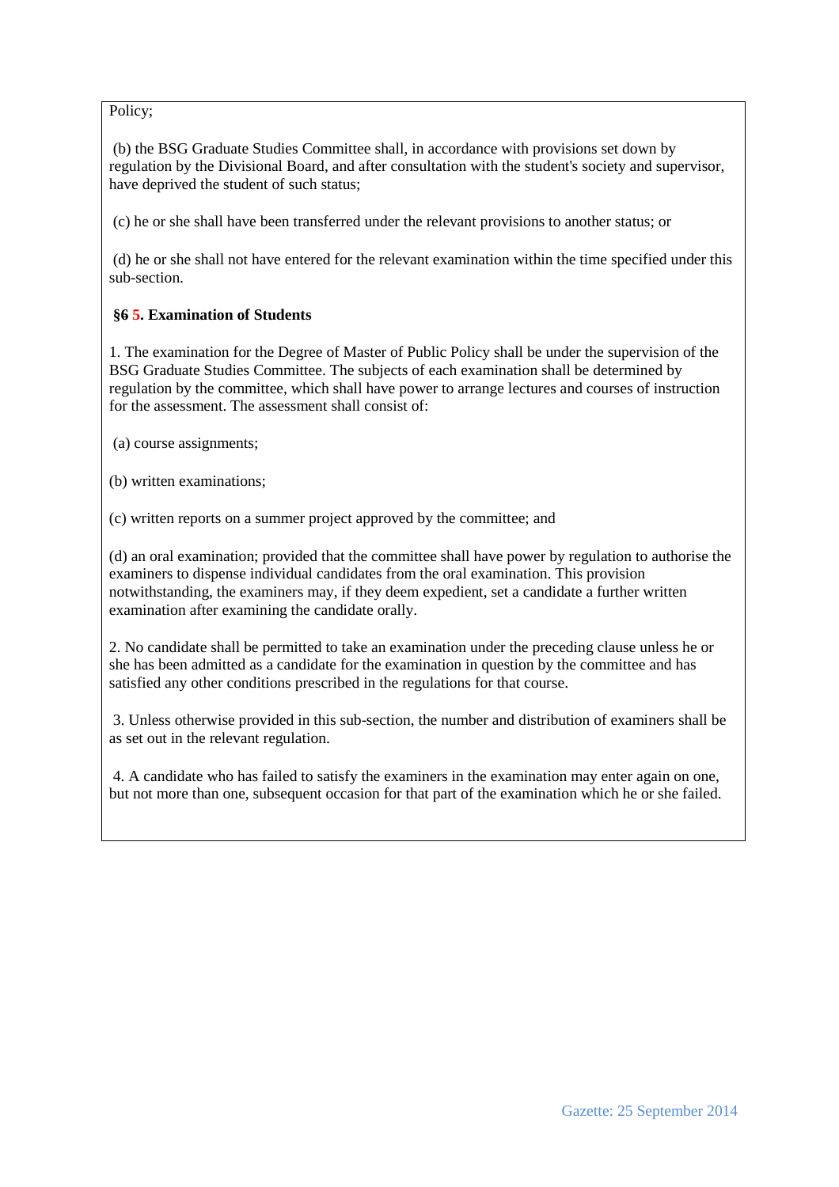Policy;

(b) the BSG Graduate Studies Committee shall, in accordance with provisions set down by regulation by the Divisional Board, and after consultation with the student's society and supervisor, have deprived the student of such status;

(c) he or she shall have been transferred under the relevant provisions to another status; or

(d) he or she shall not have entered for the relevant examination within the time specified under this sub-section.

**§~~6~~ 5. Examination of Students**

1. The examination for the Degree of Master of Public Policy shall be under the supervision of the BSG Graduate Studies Committee. The subjects of each examination shall be determined by regulation by the committee, which shall have power to arrange lectures and courses of instruction for the assessment. The assessment shall consist of:

(a) course assignments;

(b) written examinations;

(c) written reports on a summer project approved by the committee; and

(d) an oral examination; provided that the committee shall have power by regulation to authorise the examiners to dispense individual candidates from the oral examination. This provision notwithstanding, the examiners may, if they deem expedient, set a candidate a further written examination after examining the candidate orally.

2. No candidate shall be permitted to take an examination under the preceding clause unless he or she has been admitted as a candidate for the examination in question by the committee and has satisfied any other conditions prescribed in the regulations for that course.

3. Unless otherwise provided in this sub-section, the number and distribution of examiners shall be as set out in the relevant regulation.

4. A candidate who has failed to satisfy the examiners in the examination may enter again on one, but not more than one, subsequent occasion for that part of the examination which he or she failed.